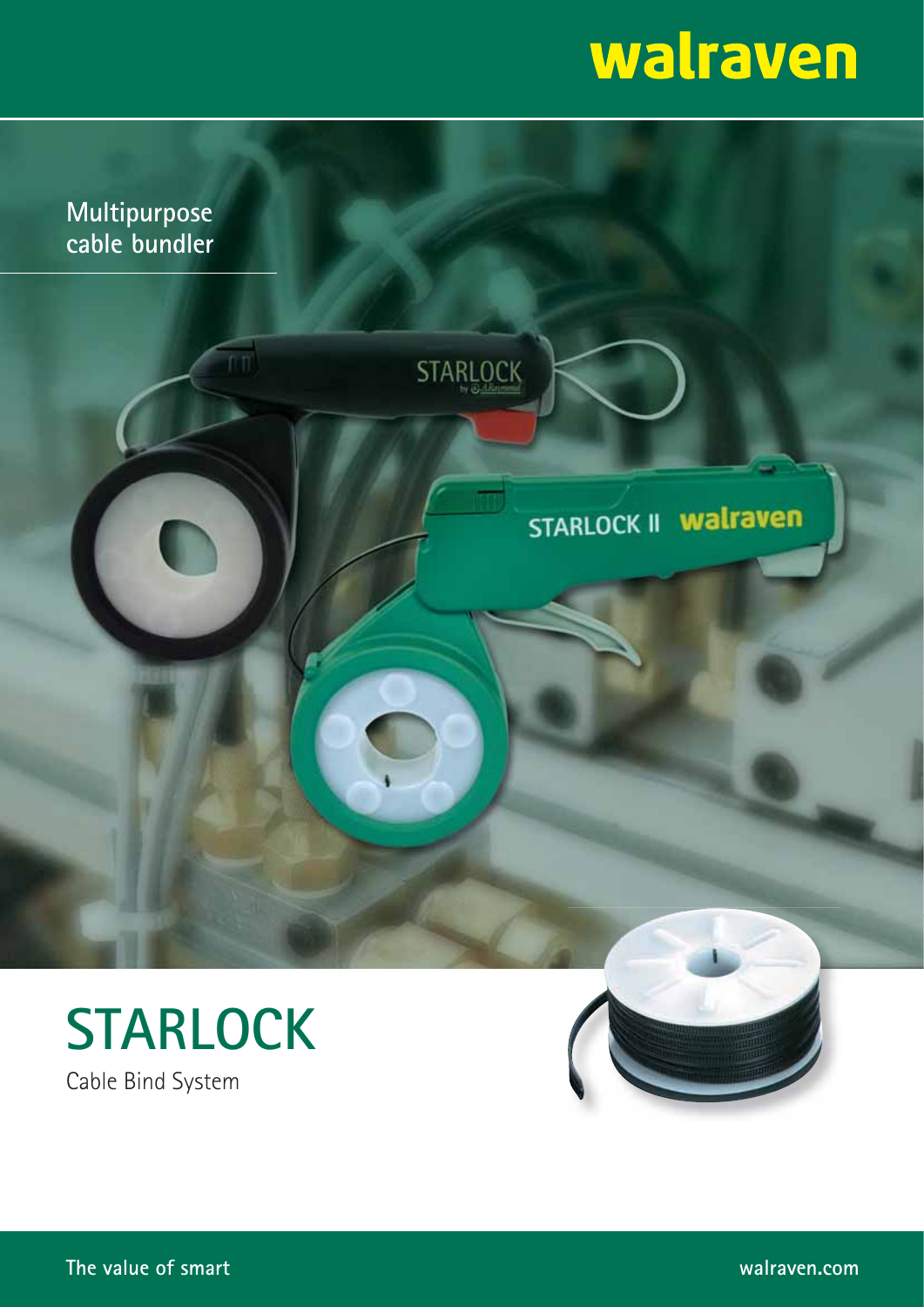walraven

Multipurpose cable bundler

# STARLOCK

Cable Bind System

The value of smart

walraven.com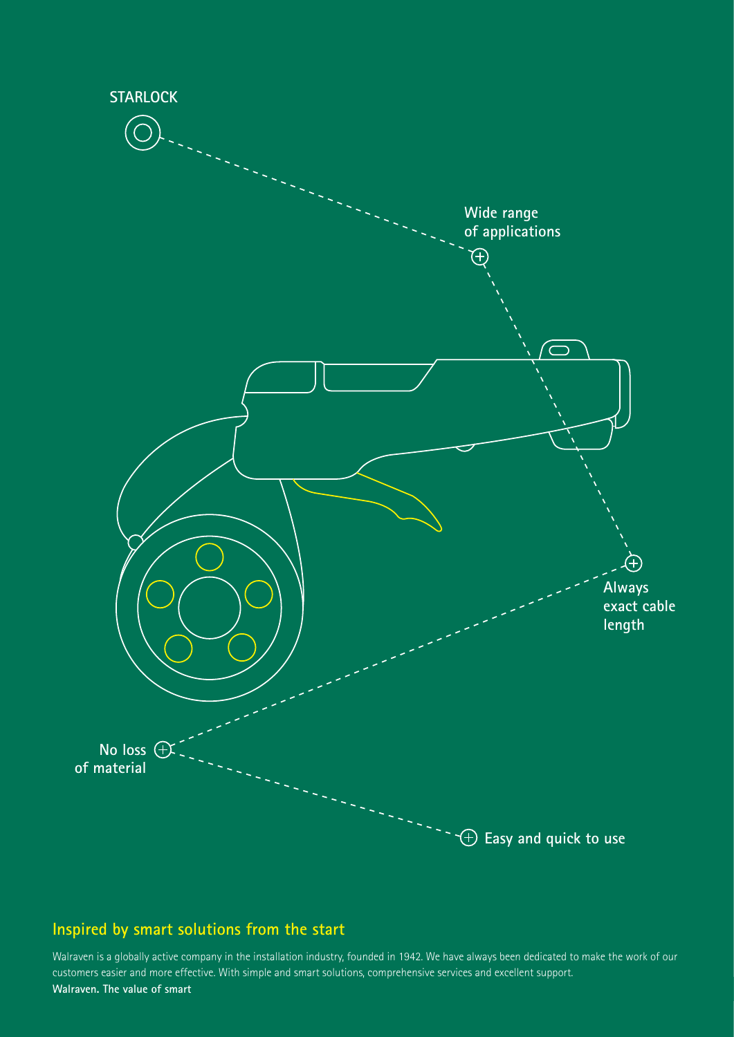STARLOCK

Wide range of applications

Always exact cable length

No loss of material

Easy and quick to use

## Inspired by smart solutions from the start

Walraven is a globally active company in the installation industry, founded in 1942. We have always been dedicated to make the work of our customers easier and more effective. With simple and smart solutions, comprehensive services and excellent support.

**Walraven. The value of smart**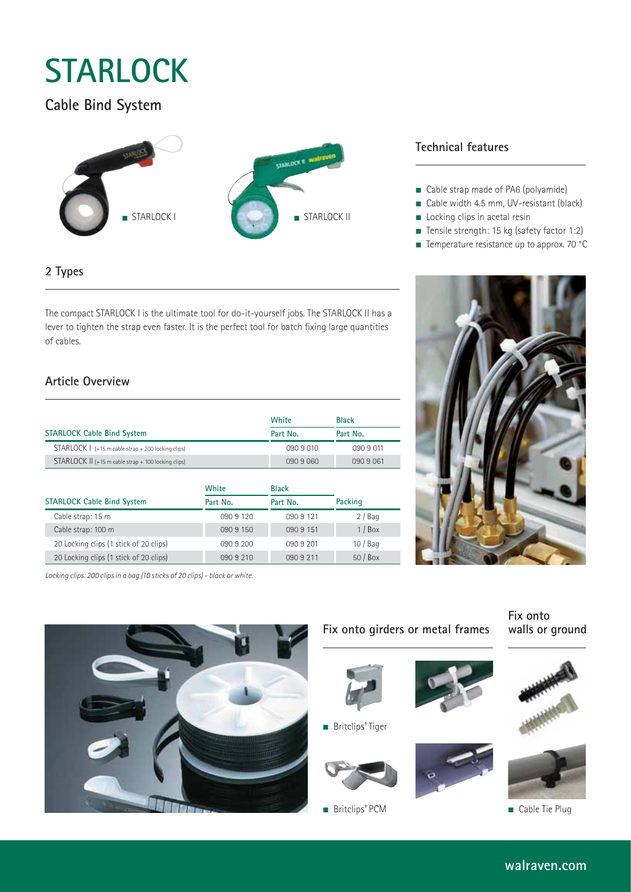# STARLOCK

## Cable Bind System

- STARLOCK I
- STARLOCK II

### Technical features

- Cable strap made of PA6 (polyamide)
- Cable width 4.5 mm, UV-resistant (black)
- Locking clips in acetal resin
- Tensile strength: 15 kg (safety factor 1:2)
- Temperature resistance up to approx. 70 °C

### 2 Types

The compact STARLOCK I is the ultimate tool for do-it-yourself jobs. The STARLOCK II has a lever to tighten the strap even faster. It is the perfect tool for batch fixing large quantities of cables.

### Article Overview

| | White | Black |
|---|---|---|
| **STARLOCK Cable Bind System** | Part No. | Part No. |
| STARLOCK I (+15 m cable strap + 200 locking clips) | 090 9 010 | 090 9 011 |
| STARLOCK II (+15 m cable strap + 100 locking clips) | 090 9 060 | 090 9 061 |

| | White | Black | |
|---|---|---|---|
| **STARLOCK Cable Bind System** | Part No. | Part No. | Packing |
| Cable strap: 15 m | 090 9 120 | 090 9 121 | 2 / Bag |
| Cable strap: 100 m | 090 9 150 | 090 9 151 | 1 / Box |
| 20 Locking clips (1 stick of 20 clips) | 090 9 200 | 090 9 201 | 10 / Bag |
| 20 Locking clips (1 stick of 20 clips) | 090 9 210 | 090 9 211 | 50 / Box |

*Locking clips: 200 clips in a bag (10 sticks of 20 clips) - black or white.*

### Fix onto girders or metal frames

- Britclips® Tiger
- Britclips® PCM

### Fix onto walls or ground

- Cable Tie Plug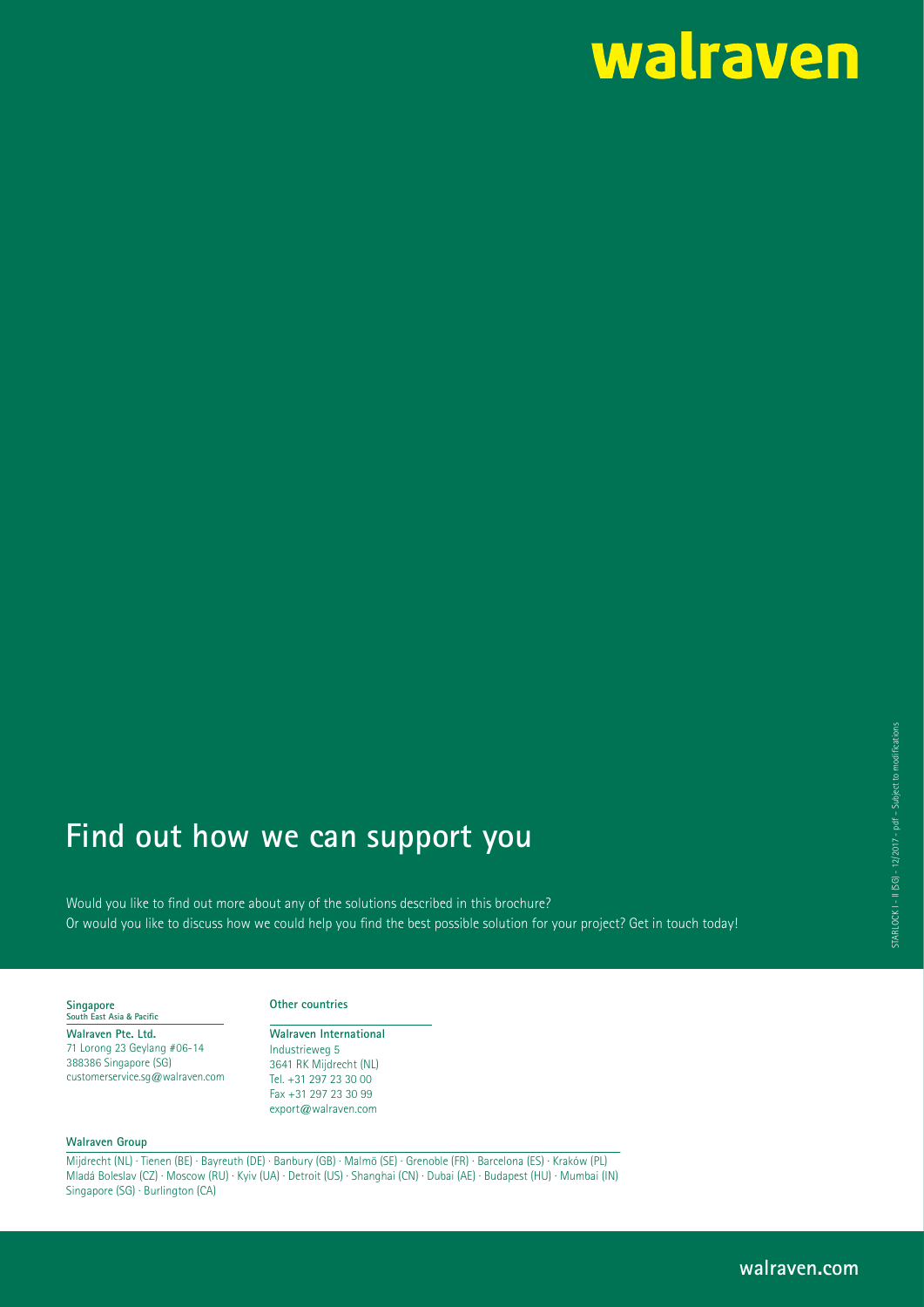walraven

## Find out how we can support you

Would you like to find out more about any of the solutions described in this brochure?
Or would you like to discuss how we could help you find the best possible solution for your project? Get in touch today!

**Singapore**
**South East Asia & Pacific**

**Walraven Pte. Ltd.**
71 Lorong 23 Geylang #06-14
388386 Singapore (SG)
customerservice.sg@walraven.com

**Other countries**

**Walraven International**
Industrieweg 5
3641 RK Mijdrecht (NL)
Tel. +31 297 23 30 00
Fax +31 297 23 30 99
export@walraven.com

**Walraven Group**

Mijdrecht (NL) · Tienen (BE) · Bayreuth (DE) · Banbury (GB) · Malmö (SE) · Grenoble (FR) · Barcelona (ES) · Kraków (PL)
Mladá Boleslav (CZ) · Moscow (RU) · Kyiv (UA) · Detroit (US) · Shanghai (CN) · Dubai (AE) · Budapest (HU) · Mumbai (IN)
Singapore (SG) · Burlington (CA)

STARLOCK I - II (SG) - 12/2017 - pdf - Subject to modifications

walraven.com